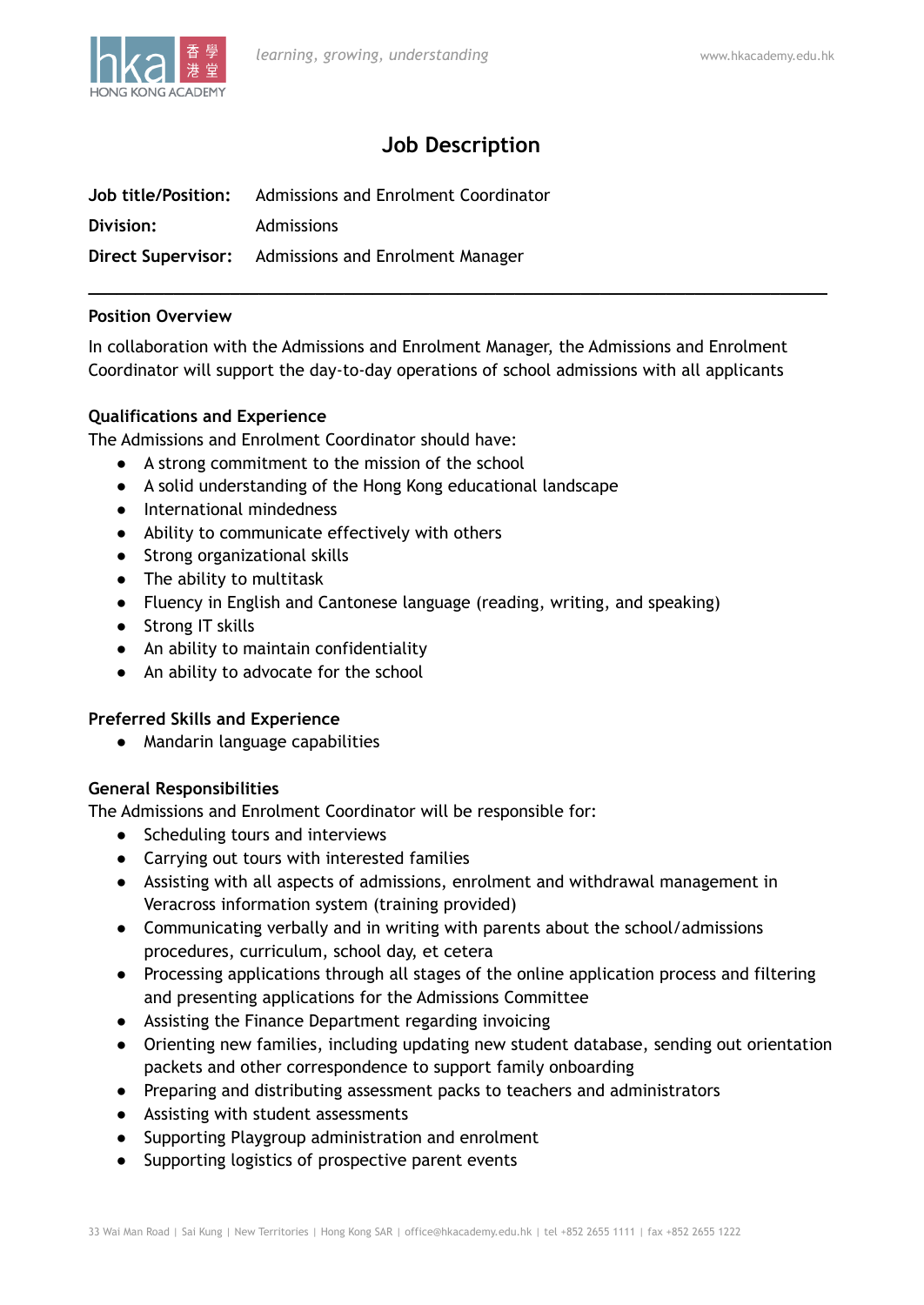# Job Description

**Job title/Position:** Admissions and Enrolment Coordinator

**Division:** Admissions

**Direct Supervisor:** Admissions and Enrolment Manager

---

## Position Overview

In collaboration with the Admissions and Enrolment Manager, the Admissions and Enrolment Coordinator will support the day-to-day operations of school admissions with all applicants

## Qualifications and Experience

The Admissions and Enrolment Coordinator should have:

- A strong commitment to the mission of the school
- A solid understanding of the Hong Kong educational landscape
- International mindedness
- Ability to communicate effectively with others
- Strong organizational skills
- The ability to multitask
- Fluency in English and Cantonese language (reading, writing, and speaking)
- Strong IT skills
- An ability to maintain confidentiality
- An ability to advocate for the school

## Preferred Skills and Experience

- Mandarin language capabilities

## General Responsibilities

The Admissions and Enrolment Coordinator will be responsible for:

- Scheduling tours and interviews
- Carrying out tours with interested families
- Assisting with all aspects of admissions, enrolment and withdrawal management in Veracross information system (training provided)
- Communicating verbally and in writing with parents about the school/admissions procedures, curriculum, school day, et cetera
- Processing applications through all stages of the online application process and filtering and presenting applications for the Admissions Committee
- Assisting the Finance Department regarding invoicing
- Orienting new families, including updating new student database, sending out orientation packets and other correspondence to support family onboarding
- Preparing and distributing assessment packs to teachers and administrators
- Assisting with student assessments
- Supporting Playgroup administration and enrolment
- Supporting logistics of prospective parent events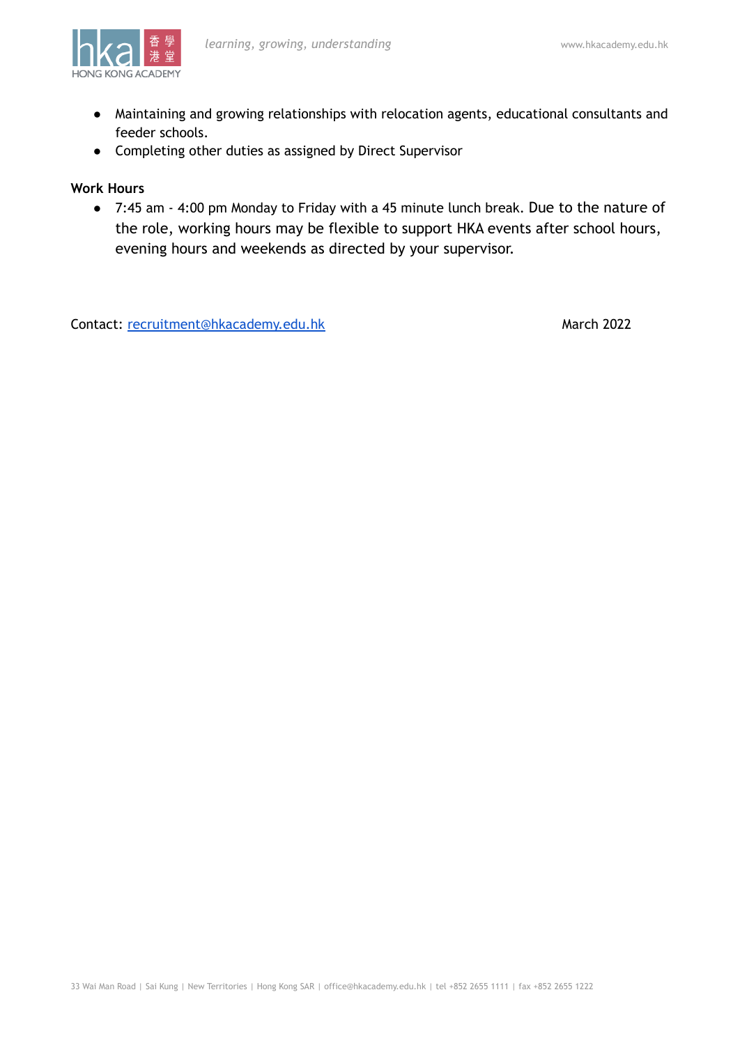- Maintaining and growing relationships with relocation agents, educational consultants and feeder schools.
- Completing other duties as assigned by Direct Supervisor

**Work Hours**

- 7:45 am - 4:00 pm Monday to Friday with a 45 minute lunch break. Due to the nature of the role, working hours may be flexible to support HKA events after school hours, evening hours and weekends as directed by your supervisor.

Contact: recruitment@hkacademy.edu.hk

March 2022